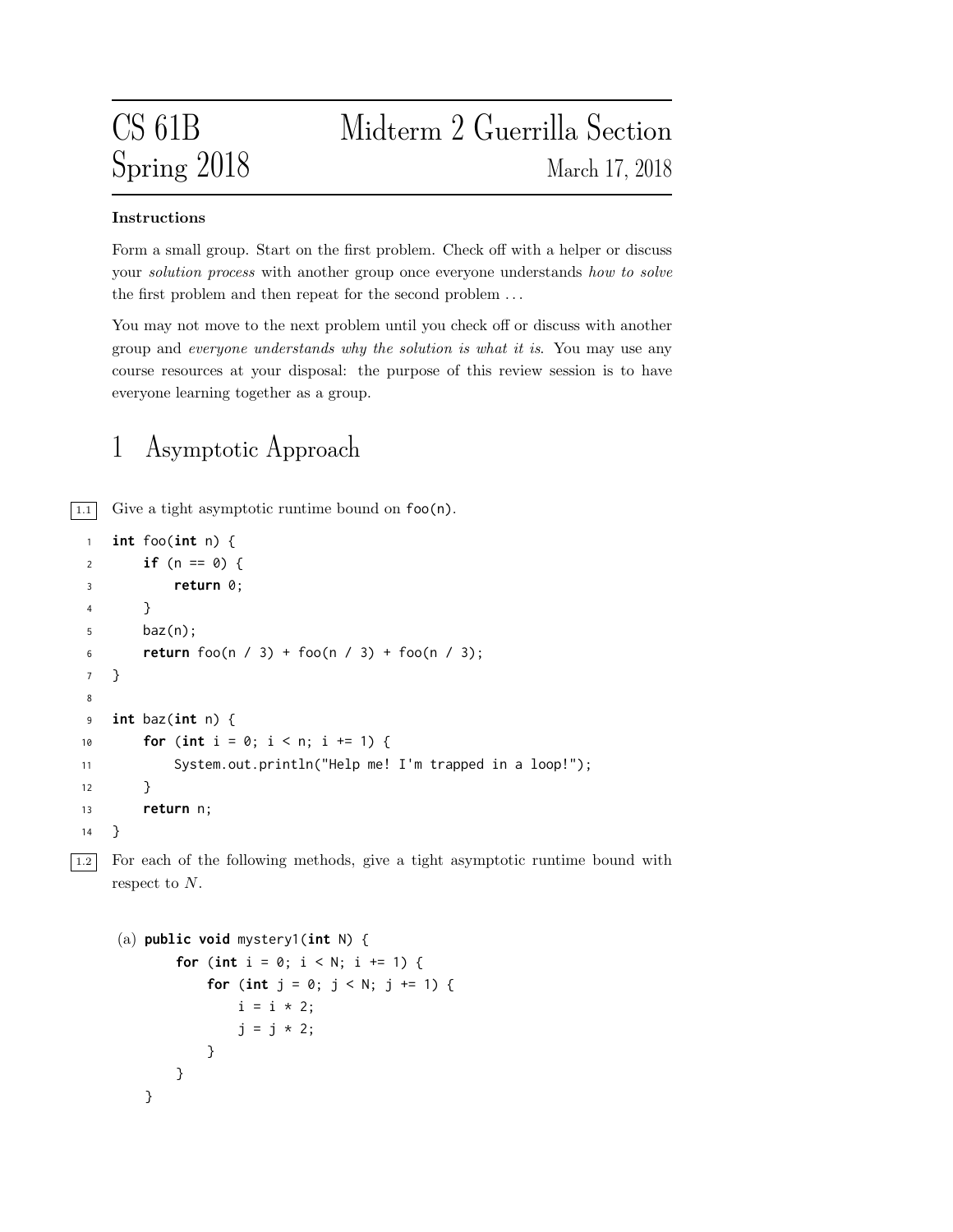# CS 61B Spring 2018 — Midterm 2 Guerrilla Section

March 17, 2018

**Instructions**

Form a small group. Start on the first problem. Check off with a helper or discuss your *solution process* with another group once everyone understands *how to solve* the first problem and then repeat for the second problem ...

You may not move to the next problem until you check off or discuss with another group and *everyone understands why the solution is what it is*. You may use any course resources at your disposal: the purpose of this review session is to have everyone learning together as a group.

## 1 Asymptotic Approach

1.1 Give a tight asymptotic runtime bound on `foo(n)`.

```java
int foo(int n) {
    if (n == 0) {
        return 0;
    }
    baz(n);
    return foo(n / 3) + foo(n / 3) + foo(n / 3);
}

int baz(int n) {
    for (int i = 0; i < n; i += 1) {
        System.out.println("Help me! I'm trapped in a loop!");
    }
    return n;
}
```

1.2 For each of the following methods, give a tight asymptotic runtime bound with respect to $N$.

(a)

```java
public void mystery1(int N) {
    for (int i = 0; i < N; i += 1) {
        for (int j = 0; j < N; j += 1) {
            i = i * 2;
            j = j * 2;
        }
    }
}
```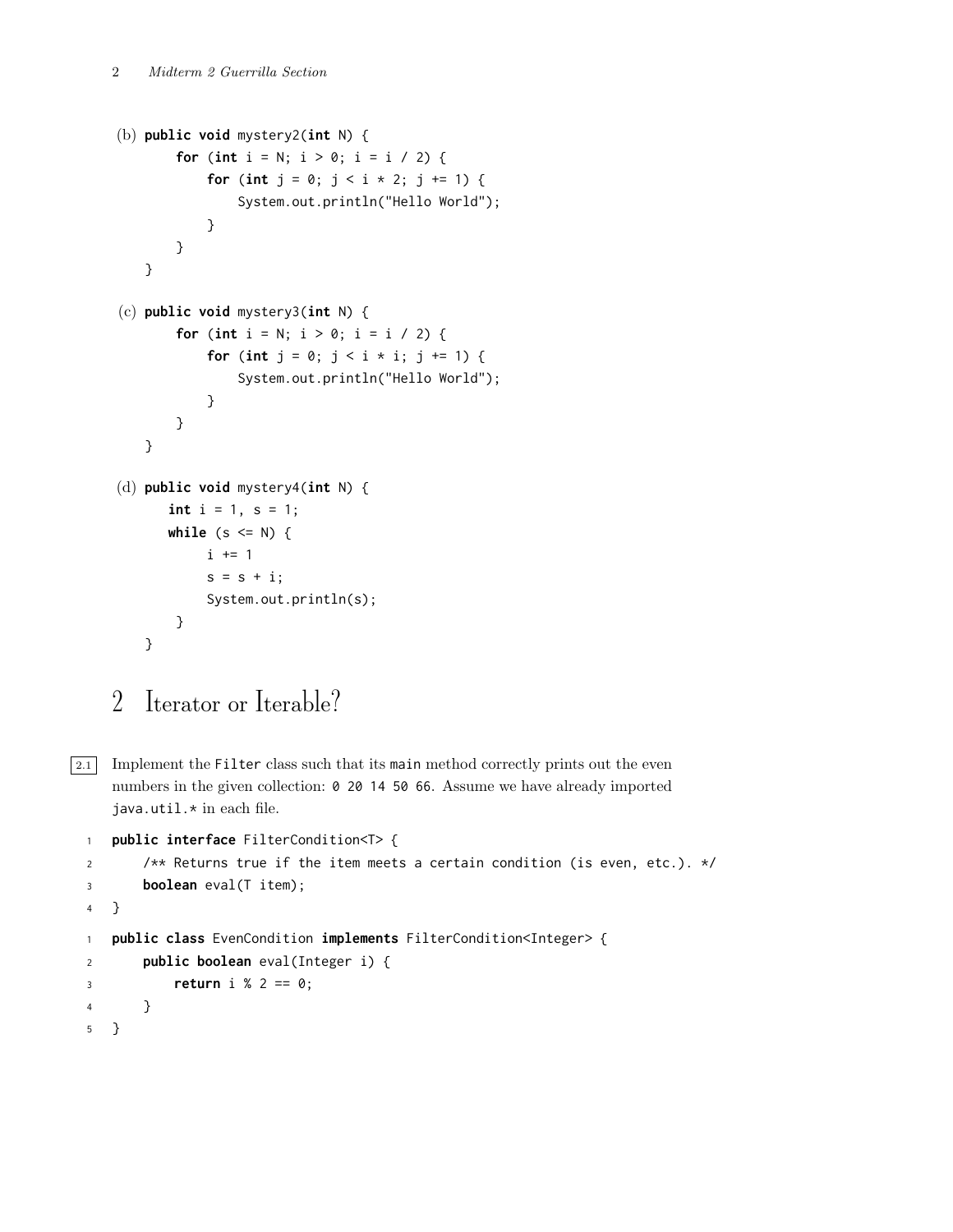(b)
```java
public void mystery2(int N) {
    for (int i = N; i > 0; i = i / 2) {
        for (int j = 0; j < i * 2; j += 1) {
            System.out.println("Hello World");
        }
    }
}
```

(c)
```java
public void mystery3(int N) {
    for (int i = N; i > 0; i = i / 2) {
        for (int j = 0; j < i * i; j += 1) {
            System.out.println("Hello World");
        }
    }
}
```

(d)
```java
public void mystery4(int N) {
    int i = 1, s = 1;
    while (s <= N) {
        i += 1
        s = s + i;
        System.out.println(s);
    }
}
```

## 2 Iterator or Iterable?

2.1 Implement the `Filter` class such that its `main` method correctly prints out the even numbers in the given collection: `0 20 14 50 66`. Assume we have already imported `java.util.*` in each file.

```java
public interface FilterCondition<T> {
    /** Returns true if the item meets a certain condition (is even, etc.). */
    boolean eval(T item);
}
```

```java
public class EvenCondition implements FilterCondition<Integer> {
    public boolean eval(Integer i) {
        return i % 2 == 0;
    }
}
```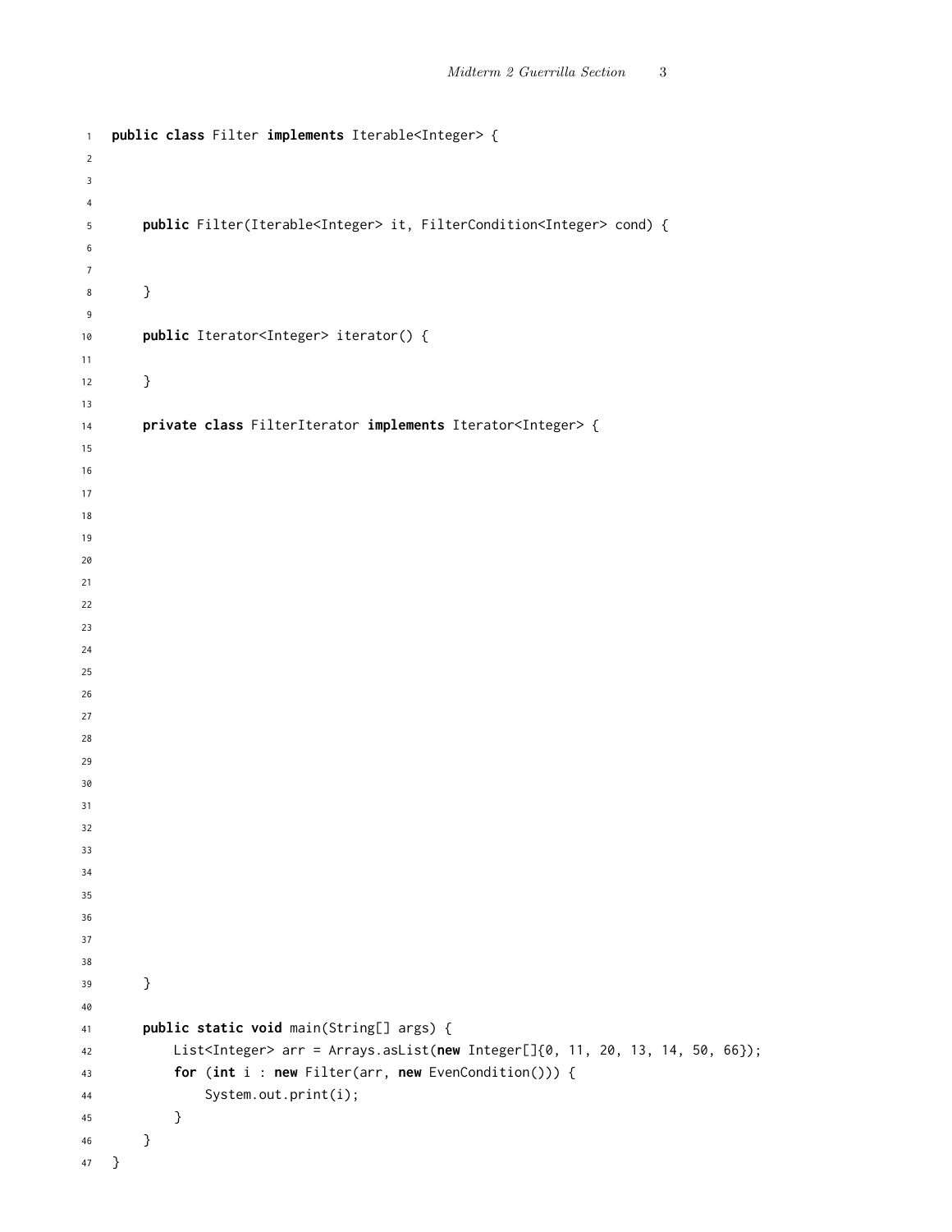```java
public class Filter implements Iterable<Integer> {



    public Filter(Iterable<Integer> it, FilterCondition<Integer> cond) {


    }

    public Iterator<Integer> iterator() {

    }

    private class FilterIterator implements Iterator<Integer> {
























    }

    public static void main(String[] args) {
        List<Integer> arr = Arrays.asList(new Integer[]{0, 11, 20, 13, 14, 50, 66});
        for (int i : new Filter(arr, new EvenCondition())) {
            System.out.print(i);
        }
    }
}
```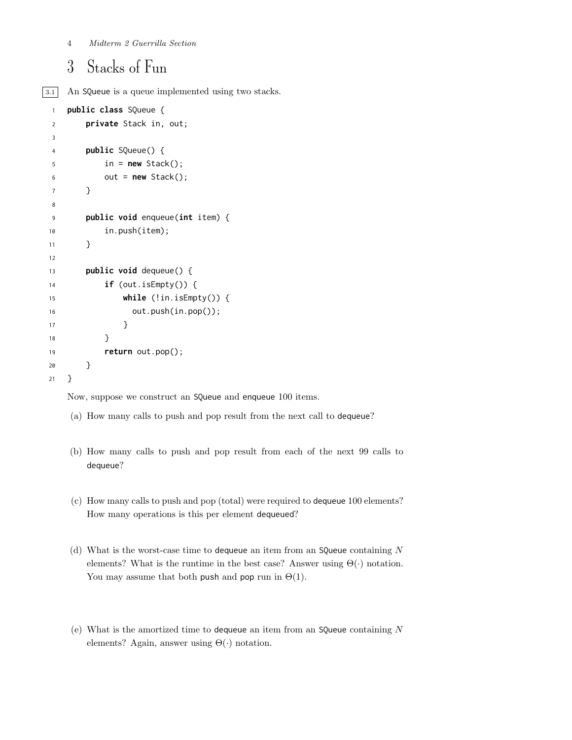# 3 Stacks of Fun

3.1 An SQueue is a queue implemented using two stacks.

```
public class SQueue {
    private Stack in, out;

    public SQueue() {
        in = new Stack();
        out = new Stack();
    }

    public void enqueue(int item) {
        in.push(item);
    }

    public void dequeue() {
        if (out.isEmpty()) {
            while (!in.isEmpty()) {
              out.push(in.pop());
            }
        }
        return out.pop();
    }
}
```

Now, suppose we construct an SQueue and enqueue 100 items.

(a) How many calls to push and pop result from the next call to dequeue?

(b) How many calls to push and pop result from each of the next 99 calls to dequeue?

(c) How many calls to push and pop (total) were required to dequeue 100 elements? How many operations is this per element dequeued?

(d) What is the worst-case time to dequeue an item from an SQueue containing $N$ elements? What is the runtime in the best case? Answer using $\Theta(\cdot)$ notation. You may assume that both push and pop run in $\Theta(1)$.

(e) What is the amortized time to dequeue an item from an SQueue containing $N$ elements? Again, answer using $\Theta(\cdot)$ notation.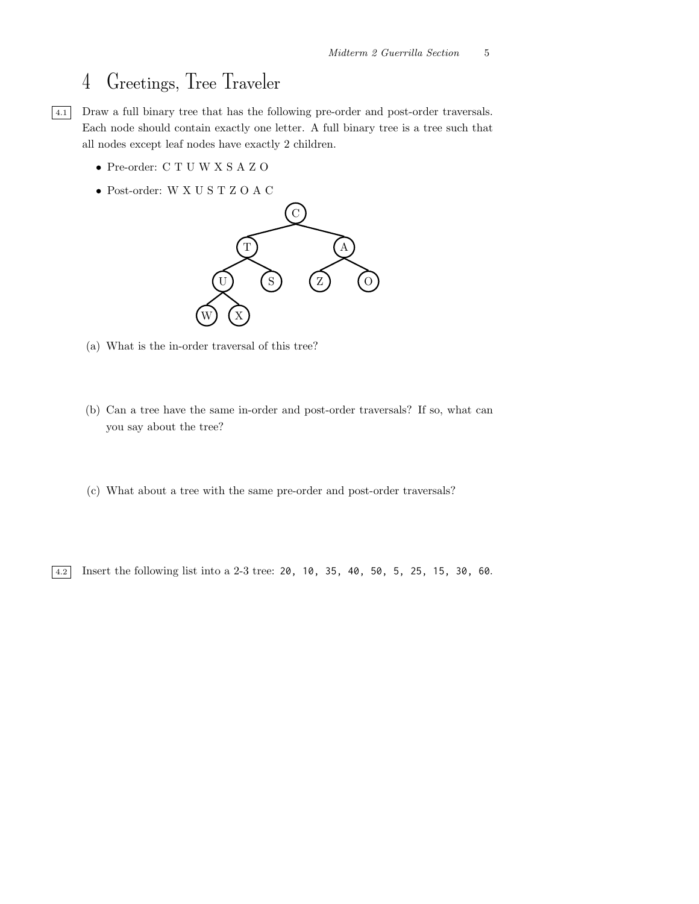# 4 Greetings, Tree Traveler

4.1 Draw a full binary tree that has the following pre-order and post-order traversals. Each node should contain exactly one letter. A full binary tree is a tree such that all nodes except leaf nodes have exactly 2 children.

- Pre-order: C T U W X S A Z O
- Post-order: W X U S T Z O A C

(a) What is the in-order traversal of this tree?

(b) Can a tree have the same in-order and post-order traversals? If so, what can you say about the tree?

(c) What about a tree with the same pre-order and post-order traversals?

4.2 Insert the following list into a 2-3 tree: `20, 10, 35, 40, 50, 5, 25, 15, 30, 60`.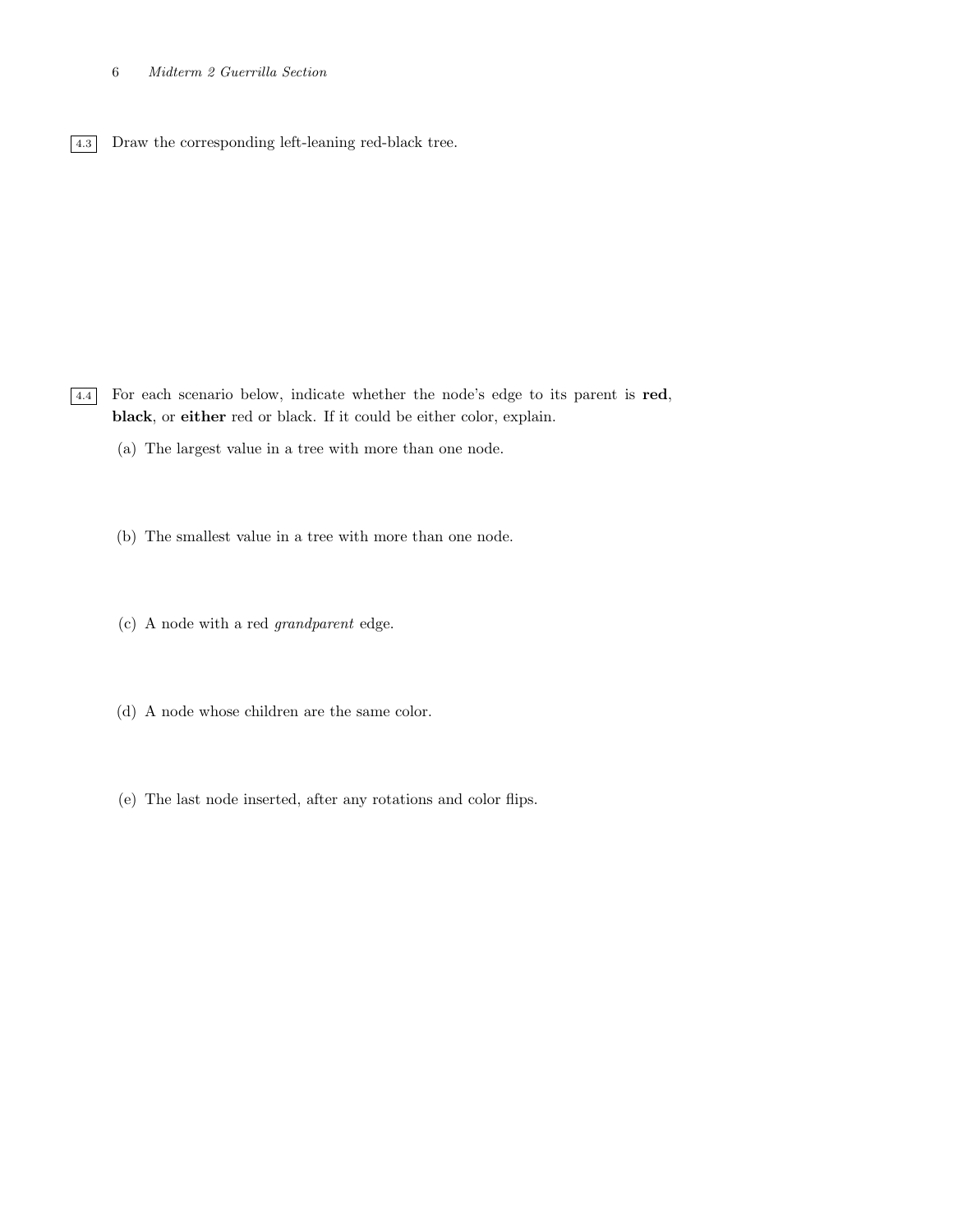**4.3** Draw the corresponding left-leaning red-black tree.

**4.4** For each scenario below, indicate whether the node's edge to its parent is **red**, **black**, or **either** red or black. If it could be either color, explain.

(a) The largest value in a tree with more than one node.

(b) The smallest value in a tree with more than one node.

(c) A node with a red *grandparent* edge.

(d) A node whose children are the same color.

(e) The last node inserted, after any rotations and color flips.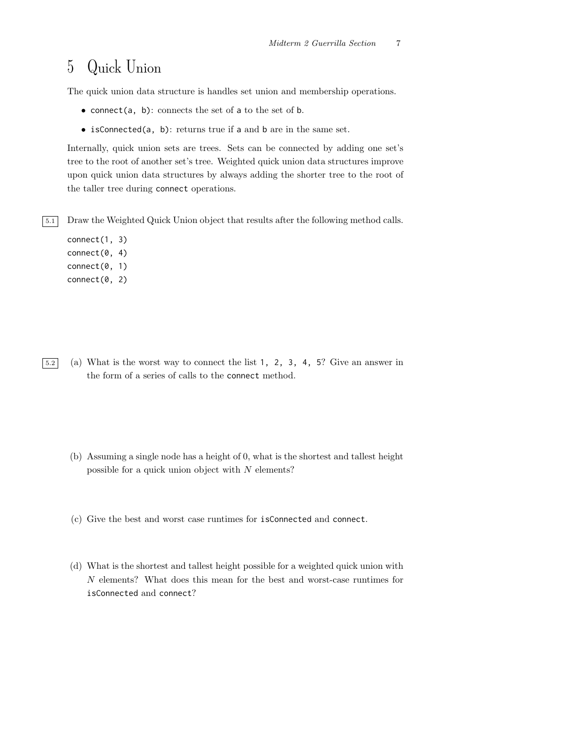# 5 Quick Union

The quick union data structure is handles set union and membership operations.

- `connect(a, b)`: connects the set of `a` to the set of `b`.
- `isConnected(a, b)`: returns true if `a` and `b` are in the same set.

Internally, quick union sets are trees. Sets can be connected by adding one set's tree to the root of another set's tree. Weighted quick union data structures improve upon quick union data structures by always adding the shorter tree to the root of the taller tree during `connect` operations.

5.1 Draw the Weighted Quick Union object that results after the following method calls.

```
connect(1, 3)
connect(0, 4)
connect(0, 1)
connect(0, 2)
```

5.2 (a) What is the worst way to connect the list `1, 2, 3, 4, 5`? Give an answer in the form of a series of calls to the `connect` method.

(b) Assuming a single node has a height of 0, what is the shortest and tallest height possible for a quick union object with $N$ elements?

(c) Give the best and worst case runtimes for `isConnected` and `connect`.

(d) What is the shortest and tallest height possible for a weighted quick union with $N$ elements? What does this mean for the best and worst-case runtimes for `isConnected` and `connect`?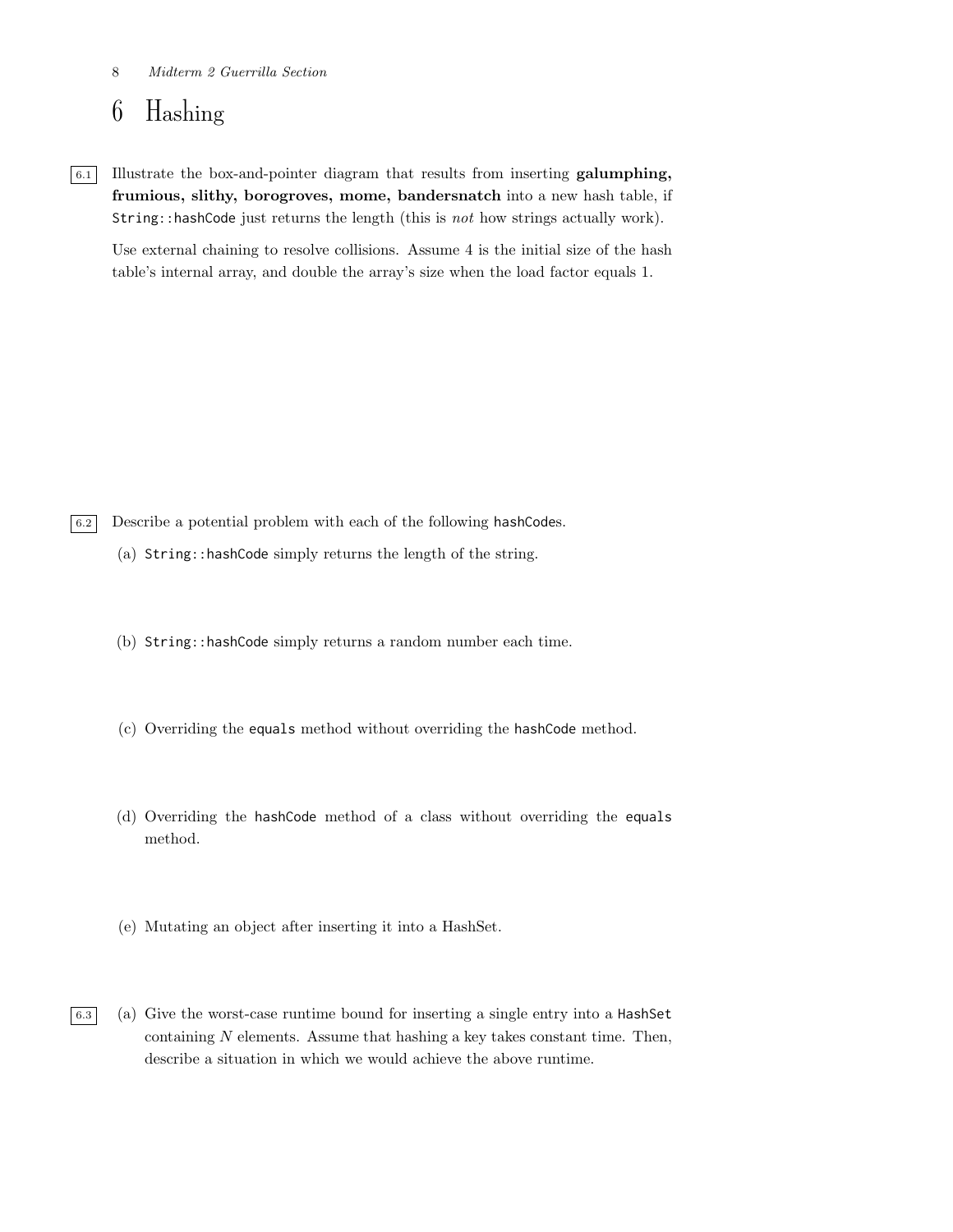# 6 Hashing

6.1 Illustrate the box-and-pointer diagram that results from inserting **galumphing, frumious, slithy, borogroves, mome, bandersnatch** into a new hash table, if `String::hashCode` just returns the length (this is *not* how strings actually work).

Use external chaining to resolve collisions. Assume 4 is the initial size of the hash table's internal array, and double the array's size when the load factor equals 1.

6.2 Describe a potential problem with each of the following `hashCode`s.

(a) `String::hashCode` simply returns the length of the string.

(b) `String::hashCode` simply returns a random number each time.

(c) Overriding the `equals` method without overriding the `hashCode` method.

(d) Overriding the `hashCode` method of a class without overriding the `equals` method.

(e) Mutating an object after inserting it into a HashSet.

6.3 (a) Give the worst-case runtime bound for inserting a single entry into a `HashSet` containing $N$ elements. Assume that hashing a key takes constant time. Then, describe a situation in which we would achieve the above runtime.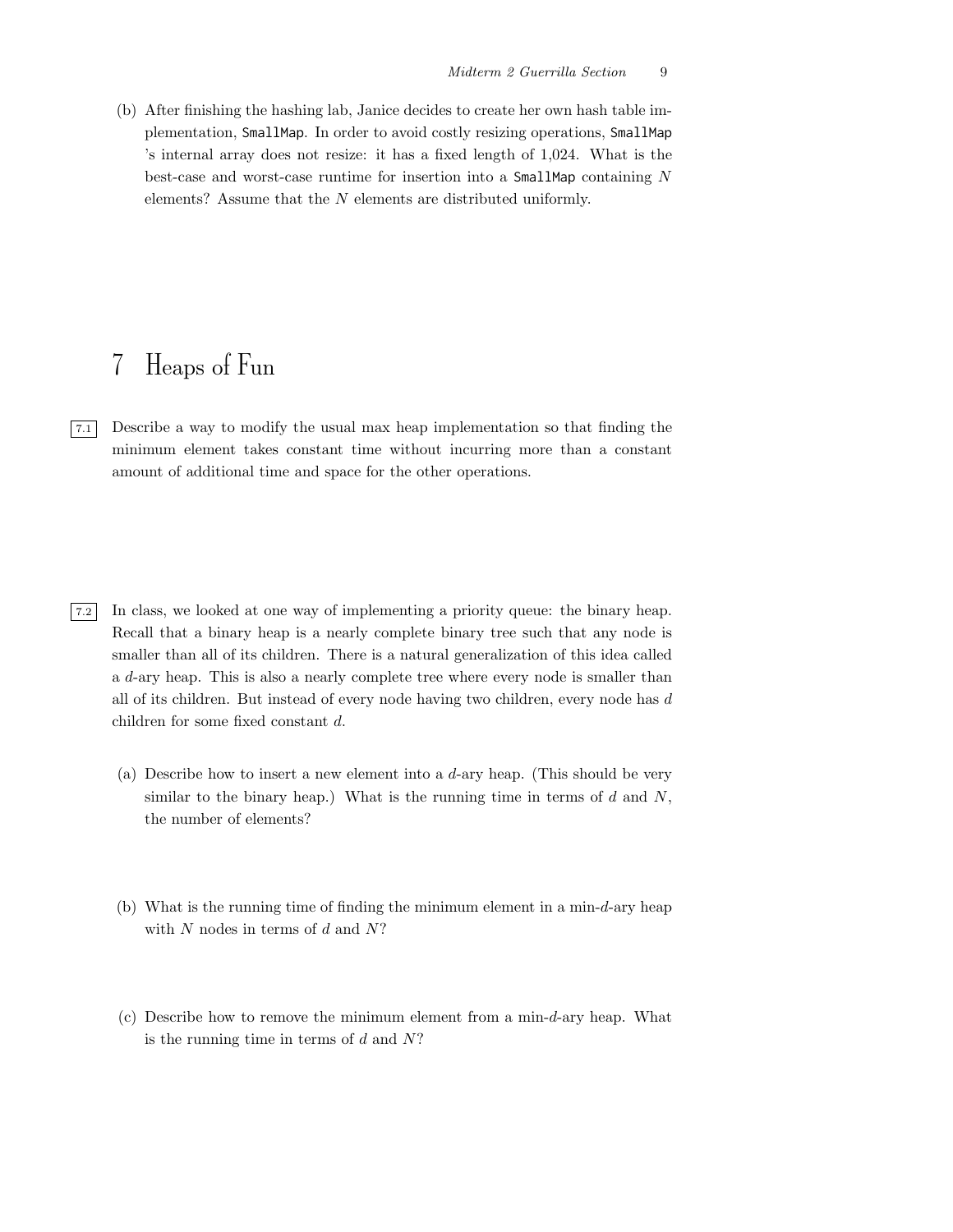(b) After finishing the hashing lab, Janice decides to create her own hash table implementation, SmallMap. In order to avoid costly resizing operations, SmallMap's internal array does not resize: it has a fixed length of 1,024. What is the best-case and worst-case runtime for insertion into a SmallMap containing $N$ elements? Assume that the $N$ elements are distributed uniformly.

# 7 Heaps of Fun

7.1 Describe a way to modify the usual max heap implementation so that finding the minimum element takes constant time without incurring more than a constant amount of additional time and space for the other operations.

7.2 In class, we looked at one way of implementing a priority queue: the binary heap. Recall that a binary heap is a nearly complete binary tree such that any node is smaller than all of its children. There is a natural generalization of this idea called a $d$-ary heap. This is also a nearly complete tree where every node is smaller than all of its children. But instead of every node having two children, every node has $d$ children for some fixed constant $d$.

(a) Describe how to insert a new element into a $d$-ary heap. (This should be very similar to the binary heap.) What is the running time in terms of $d$ and $N$, the number of elements?

(b) What is the running time of finding the minimum element in a min-$d$-ary heap with $N$ nodes in terms of $d$ and $N$?

(c) Describe how to remove the minimum element from a min-$d$-ary heap. What is the running time in terms of $d$ and $N$?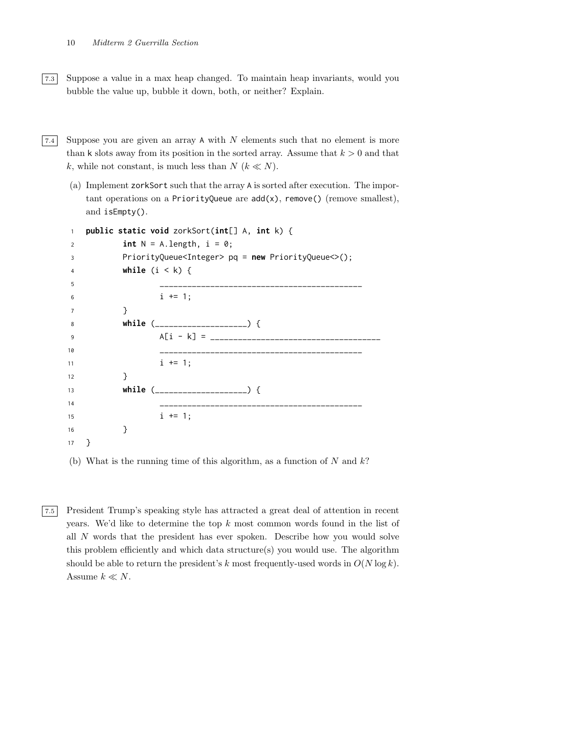7.3 Suppose a value in a max heap changed. To maintain heap invariants, would you bubble the value up, bubble it down, both, or neither? Explain.

7.4 Suppose you are given an array A with $N$ elements such that no element is more than k slots away from its position in the sorted array. Assume that $k > 0$ and that $k$, while not constant, is much less than $N$ ($k \ll N$).

(a) Implement zorkSort such that the array A is sorted after execution. The important operations on a PriorityQueue are add(x), remove() (remove smallest), and isEmpty().

```
1   public static void zorkSort(int[] A, int k) {
2           int N = A.length, i = 0;
3           PriorityQueue<Integer> pq = new PriorityQueue<>();
4           while (i < k) {
5                   _____________________________________________
6                   i += 1;
7           }
8           while (____________________) {
9                   A[i - k] = ______________________________________
10                  _____________________________________________
11                  i += 1;
12          }
13          while (____________________) {
14                  _____________________________________________
15                  i += 1;
16          }
17  }
```

(b) What is the running time of this algorithm, as a function of $N$ and $k$?

7.5 President Trump's speaking style has attracted a great deal of attention in recent years. We'd like to determine the top $k$ most common words found in the list of all $N$ words that the president has ever spoken. Describe how you would solve this problem efficiently and which data structure(s) you would use. The algorithm should be able to return the president's $k$ most frequently-used words in $O(N \log k)$. Assume $k \ll N$.